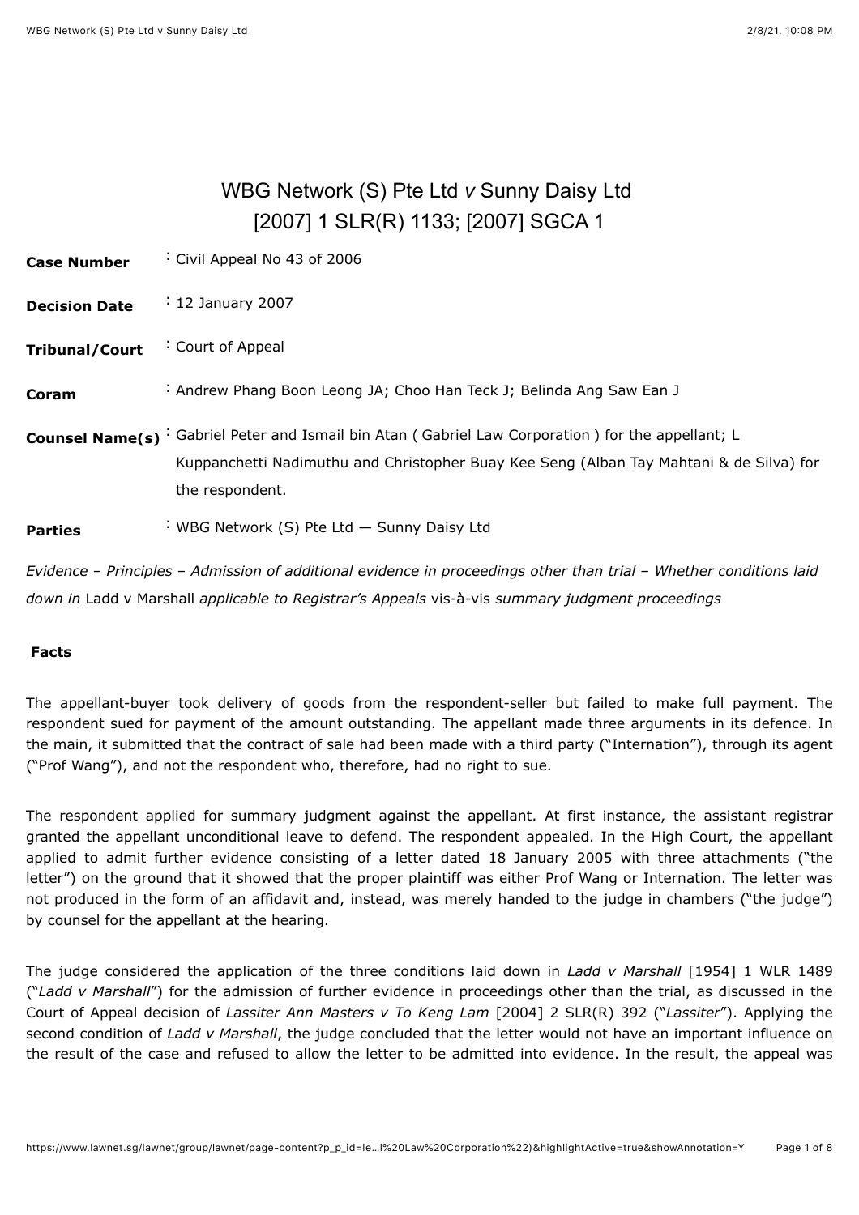# WBG Network (S) Pte Ltd *v* Sunny Daisy Ltd
## [2007] 1 SLR(R) 1133; [2007] SGCA 1

| | |
|---|---|
| **Case Number** | : Civil Appeal No 43 of 2006 |
| **Decision Date** | : 12 January 2007 |
| **Tribunal/Court** | : Court of Appeal |
| **Coram** | : Andrew Phang Boon Leong JA; Choo Han Teck J; Belinda Ang Saw Ean J |
| **Counsel Name(s)** | : Gabriel Peter and Ismail bin Atan ( Gabriel Law Corporation ) for the appellant; L Kuppanchetti Nadimuthu and Christopher Buay Kee Seng (Alban Tay Mahtani & de Silva) for the respondent. |
| **Parties** | : WBG Network (S) Pte Ltd — Sunny Daisy Ltd |

*Evidence – Principles – Admission of additional evidence in proceedings other than trial – Whether conditions laid down in* Ladd v Marshall *applicable to Registrar's Appeals* vis-à-vis *summary judgment proceedings*

**Facts**

The appellant-buyer took delivery of goods from the respondent-seller but failed to make full payment. The respondent sued for payment of the amount outstanding. The appellant made three arguments in its defence. In the main, it submitted that the contract of sale had been made with a third party ("Internation"), through its agent ("Prof Wang"), and not the respondent who, therefore, had no right to sue.

The respondent applied for summary judgment against the appellant. At first instance, the assistant registrar granted the appellant unconditional leave to defend. The respondent appealed. In the High Court, the appellant applied to admit further evidence consisting of a letter dated 18 January 2005 with three attachments ("the letter") on the ground that it showed that the proper plaintiff was either Prof Wang or Internation. The letter was not produced in the form of an affidavit and, instead, was merely handed to the judge in chambers ("the judge") by counsel for the appellant at the hearing.

The judge considered the application of the three conditions laid down in *Ladd v Marshall* [1954] 1 WLR 1489 ("*Ladd v Marshall*") for the admission of further evidence in proceedings other than the trial, as discussed in the Court of Appeal decision of *Lassiter Ann Masters v To Keng Lam* [2004] 2 SLR(R) 392 ("*Lassiter*"). Applying the second condition of *Ladd v Marshall*, the judge concluded that the letter would not have an important influence on the result of the case and refused to allow the letter to be admitted into evidence. In the result, the appeal was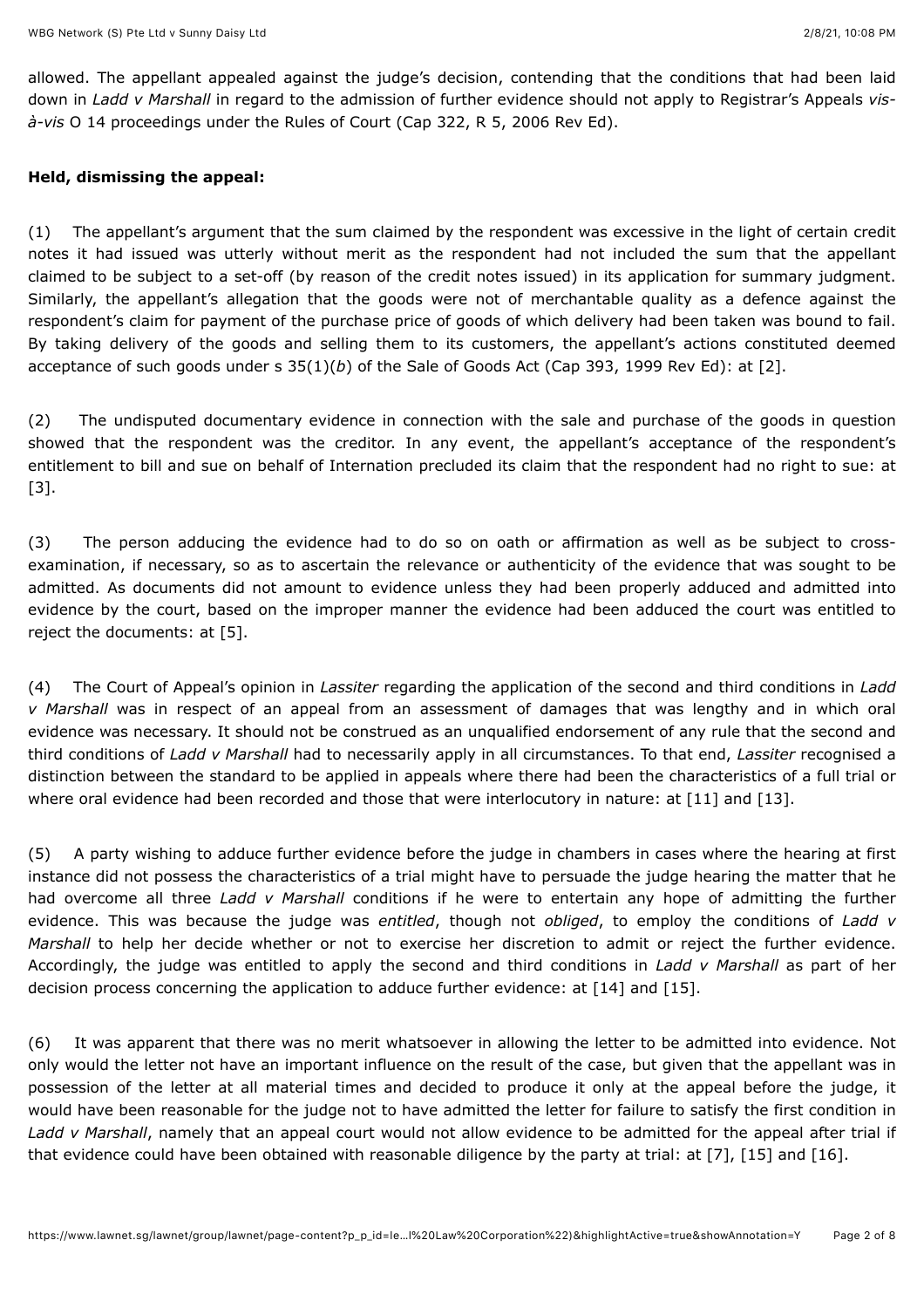allowed. The appellant appealed against the judge's decision, contending that the conditions that had been laid down in *Ladd v Marshall* in regard to the admission of further evidence should not apply to Registrar's Appeals *vis-à-vis* O 14 proceedings under the Rules of Court (Cap 322, R 5, 2006 Rev Ed).

**Held, dismissing the appeal:**

(1) The appellant's argument that the sum claimed by the respondent was excessive in the light of certain credit notes it had issued was utterly without merit as the respondent had not included the sum that the appellant claimed to be subject to a set-off (by reason of the credit notes issued) in its application for summary judgment. Similarly, the appellant's allegation that the goods were not of merchantable quality as a defence against the respondent's claim for payment of the purchase price of goods of which delivery had been taken was bound to fail. By taking delivery of the goods and selling them to its customers, the appellant's actions constituted deemed acceptance of such goods under s 35(1)(*b*) of the Sale of Goods Act (Cap 393, 1999 Rev Ed): at [2].

(2) The undisputed documentary evidence in connection with the sale and purchase of the goods in question showed that the respondent was the creditor. In any event, the appellant's acceptance of the respondent's entitlement to bill and sue on behalf of Internation precluded its claim that the respondent had no right to sue: at [3].

(3) The person adducing the evidence had to do so on oath or affirmation as well as be subject to cross-examination, if necessary, so as to ascertain the relevance or authenticity of the evidence that was sought to be admitted. As documents did not amount to evidence unless they had been properly adduced and admitted into evidence by the court, based on the improper manner the evidence had been adduced the court was entitled to reject the documents: at [5].

(4) The Court of Appeal's opinion in *Lassiter* regarding the application of the second and third conditions in *Ladd v Marshall* was in respect of an appeal from an assessment of damages that was lengthy and in which oral evidence was necessary. It should not be construed as an unqualified endorsement of any rule that the second and third conditions of *Ladd v Marshall* had to necessarily apply in all circumstances. To that end, *Lassiter* recognised a distinction between the standard to be applied in appeals where there had been the characteristics of a full trial or where oral evidence had been recorded and those that were interlocutory in nature: at [11] and [13].

(5) A party wishing to adduce further evidence before the judge in chambers in cases where the hearing at first instance did not possess the characteristics of a trial might have to persuade the judge hearing the matter that he had overcome all three *Ladd v Marshall* conditions if he were to entertain any hope of admitting the further evidence. This was because the judge was *entitled*, though not *obliged*, to employ the conditions of *Ladd v Marshall* to help her decide whether or not to exercise her discretion to admit or reject the further evidence. Accordingly, the judge was entitled to apply the second and third conditions in *Ladd v Marshall* as part of her decision process concerning the application to adduce further evidence: at [14] and [15].

(6) It was apparent that there was no merit whatsoever in allowing the letter to be admitted into evidence. Not only would the letter not have an important influence on the result of the case, but given that the appellant was in possession of the letter at all material times and decided to produce it only at the appeal before the judge, it would have been reasonable for the judge not to have admitted the letter for failure to satisfy the first condition in *Ladd v Marshall*, namely that an appeal court would not allow evidence to be admitted for the appeal after trial if that evidence could have been obtained with reasonable diligence by the party at trial: at [7], [15] and [16].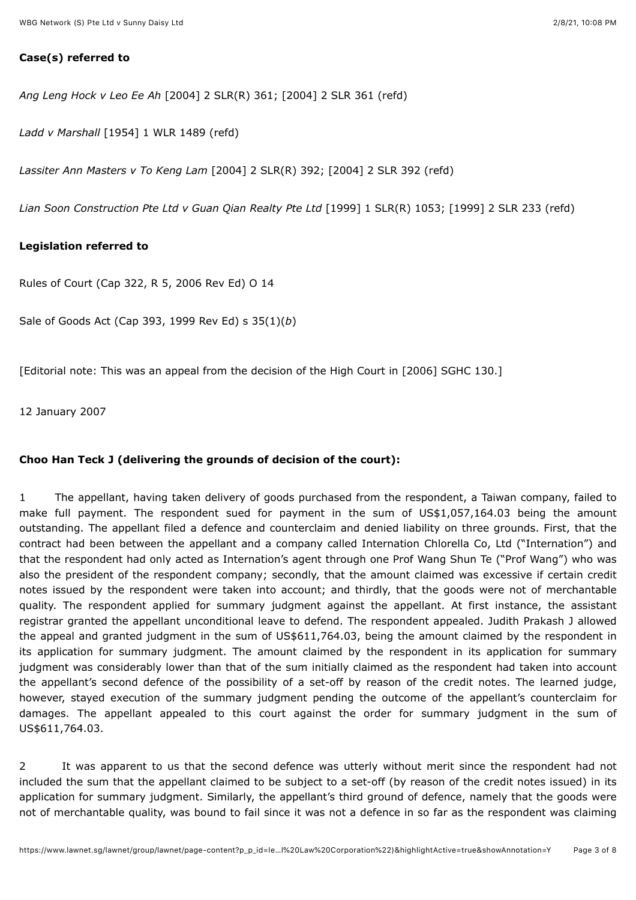**Case(s) referred to**

*Ang Leng Hock v Leo Ee Ah* [2004] 2 SLR(R) 361; [2004] 2 SLR 361 (refd)

*Ladd v Marshall* [1954] 1 WLR 1489 (refd)

*Lassiter Ann Masters v To Keng Lam* [2004] 2 SLR(R) 392; [2004] 2 SLR 392 (refd)

*Lian Soon Construction Pte Ltd v Guan Qian Realty Pte Ltd* [1999] 1 SLR(R) 1053; [1999] 2 SLR 233 (refd)

**Legislation referred to**

Rules of Court (Cap 322, R 5, 2006 Rev Ed) O 14

Sale of Goods Act (Cap 393, 1999 Rev Ed) s 35(1)(*b*)

[Editorial note: This was an appeal from the decision of the High Court in [2006] SGHC 130.]

12 January 2007

**Choo Han Teck J (delivering the grounds of decision of the court):**

1 The appellant, having taken delivery of goods purchased from the respondent, a Taiwan company, failed to make full payment. The respondent sued for payment in the sum of US$1,057,164.03 being the amount outstanding. The appellant filed a defence and counterclaim and denied liability on three grounds. First, that the contract had been between the appellant and a company called Internation Chlorella Co, Ltd ("Internation") and that the respondent had only acted as Internation's agent through one Prof Wang Shun Te ("Prof Wang") who was also the president of the respondent company; secondly, that the amount claimed was excessive if certain credit notes issued by the respondent were taken into account; and thirdly, that the goods were not of merchantable quality. The respondent applied for summary judgment against the appellant. At first instance, the assistant registrar granted the appellant unconditional leave to defend. The respondent appealed. Judith Prakash J allowed the appeal and granted judgment in the sum of US$611,764.03, being the amount claimed by the respondent in its application for summary judgment. The amount claimed by the respondent in its application for summary judgment was considerably lower than that of the sum initially claimed as the respondent had taken into account the appellant's second defence of the possibility of a set-off by reason of the credit notes. The learned judge, however, stayed execution of the summary judgment pending the outcome of the appellant's counterclaim for damages. The appellant appealed to this court against the order for summary judgment in the sum of US$611,764.03.

2 It was apparent to us that the second defence was utterly without merit since the respondent had not included the sum that the appellant claimed to be subject to a set-off (by reason of the credit notes issued) in its application for summary judgment. Similarly, the appellant's third ground of defence, namely that the goods were not of merchantable quality, was bound to fail since it was not a defence in so far as the respondent was claiming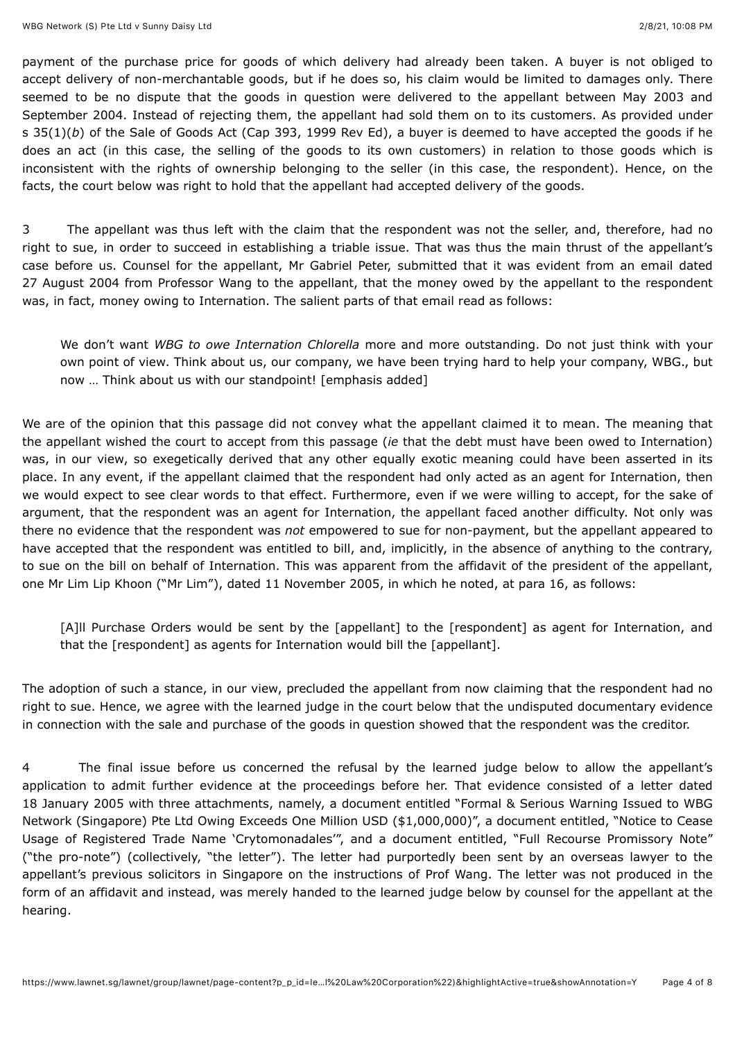payment of the purchase price for goods of which delivery had already been taken. A buyer is not obliged to accept delivery of non-merchantable goods, but if he does so, his claim would be limited to damages only. There seemed to be no dispute that the goods in question were delivered to the appellant between May 2003 and September 2004. Instead of rejecting them, the appellant had sold them on to its customers. As provided under s 35(1)(*b*) of the Sale of Goods Act (Cap 393, 1999 Rev Ed), a buyer is deemed to have accepted the goods if he does an act (in this case, the selling of the goods to its own customers) in relation to those goods which is inconsistent with the rights of ownership belonging to the seller (in this case, the respondent). Hence, on the facts, the court below was right to hold that the appellant had accepted delivery of the goods.

3 The appellant was thus left with the claim that the respondent was not the seller, and, therefore, had no right to sue, in order to succeed in establishing a triable issue. That was thus the main thrust of the appellant's case before us. Counsel for the appellant, Mr Gabriel Peter, submitted that it was evident from an email dated 27 August 2004 from Professor Wang to the appellant, that the money owed by the appellant to the respondent was, in fact, money owing to Internation. The salient parts of that email read as follows:

> We don't want *WBG to owe Internation Chlorella* more and more outstanding. Do not just think with your own point of view. Think about us, our company, we have been trying hard to help your company, WBG., but now … Think about us with our standpoint! [emphasis added]

We are of the opinion that this passage did not convey what the appellant claimed it to mean. The meaning that the appellant wished the court to accept from this passage (*ie* that the debt must have been owed to Internation) was, in our view, so exegetically derived that any other equally exotic meaning could have been asserted in its place. In any event, if the appellant claimed that the respondent had only acted as an agent for Internation, then we would expect to see clear words to that effect. Furthermore, even if we were willing to accept, for the sake of argument, that the respondent was an agent for Internation, the appellant faced another difficulty. Not only was there no evidence that the respondent was *not* empowered to sue for non-payment, but the appellant appeared to have accepted that the respondent was entitled to bill, and, implicitly, in the absence of anything to the contrary, to sue on the bill on behalf of Internation. This was apparent from the affidavit of the president of the appellant, one Mr Lim Lip Khoon ("Mr Lim"), dated 11 November 2005, in which he noted, at para 16, as follows:

> [A]ll Purchase Orders would be sent by the [appellant] to the [respondent] as agent for Internation, and that the [respondent] as agents for Internation would bill the [appellant].

The adoption of such a stance, in our view, precluded the appellant from now claiming that the respondent had no right to sue. Hence, we agree with the learned judge in the court below that the undisputed documentary evidence in connection with the sale and purchase of the goods in question showed that the respondent was the creditor.

4 The final issue before us concerned the refusal by the learned judge below to allow the appellant's application to admit further evidence at the proceedings before her. That evidence consisted of a letter dated 18 January 2005 with three attachments, namely, a document entitled "Formal & Serious Warning Issued to WBG Network (Singapore) Pte Ltd Owing Exceeds One Million USD ($1,000,000)", a document entitled, "Notice to Cease Usage of Registered Trade Name 'Crytomonadales'", and a document entitled, "Full Recourse Promissory Note" ("the pro-note") (collectively, "the letter"). The letter had purportedly been sent by an overseas lawyer to the appellant's previous solicitors in Singapore on the instructions of Prof Wang. The letter was not produced in the form of an affidavit and instead, was merely handed to the learned judge below by counsel for the appellant at the hearing.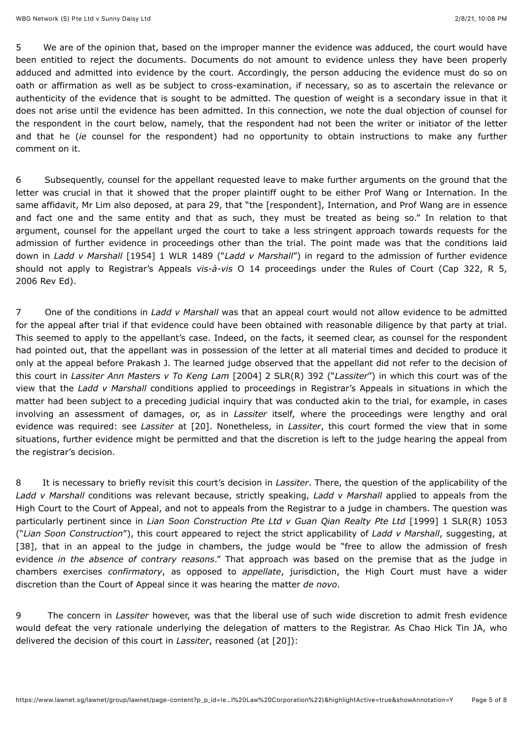5 We are of the opinion that, based on the improper manner the evidence was adduced, the court would have been entitled to reject the documents. Documents do not amount to evidence unless they have been properly adduced and admitted into evidence by the court. Accordingly, the person adducing the evidence must do so on oath or affirmation as well as be subject to cross-examination, if necessary, so as to ascertain the relevance or authenticity of the evidence that is sought to be admitted. The question of weight is a secondary issue in that it does not arise until the evidence has been admitted. In this connection, we note the dual objection of counsel for the respondent in the court below, namely, that the respondent had not been the writer or initiator of the letter and that he (*ie* counsel for the respondent) had no opportunity to obtain instructions to make any further comment on it.

6 Subsequently, counsel for the appellant requested leave to make further arguments on the ground that the letter was crucial in that it showed that the proper plaintiff ought to be either Prof Wang or Internation. In the same affidavit, Mr Lim also deposed, at para 29, that "the [respondent], Internation, and Prof Wang are in essence and fact one and the same entity and that as such, they must be treated as being so." In relation to that argument, counsel for the appellant urged the court to take a less stringent approach towards requests for the admission of further evidence in proceedings other than the trial. The point made was that the conditions laid down in *Ladd v Marshall* [1954] 1 WLR 1489 ("*Ladd v Marshall*") in regard to the admission of further evidence should not apply to Registrar's Appeals *vis-à-vis* O 14 proceedings under the Rules of Court (Cap 322, R 5, 2006 Rev Ed).

7 One of the conditions in *Ladd v Marshall* was that an appeal court would not allow evidence to be admitted for the appeal after trial if that evidence could have been obtained with reasonable diligence by that party at trial. This seemed to apply to the appellant's case. Indeed, on the facts, it seemed clear, as counsel for the respondent had pointed out, that the appellant was in possession of the letter at all material times and decided to produce it only at the appeal before Prakash J. The learned judge observed that the appellant did not refer to the decision of this court in *Lassiter Ann Masters v To Keng Lam* [2004] 2 SLR(R) 392 ("*Lassiter*") in which this court was of the view that the *Ladd v Marshall* conditions applied to proceedings in Registrar's Appeals in situations in which the matter had been subject to a preceding judicial inquiry that was conducted akin to the trial, for example, in cases involving an assessment of damages, or, as in *Lassiter* itself, where the proceedings were lengthy and oral evidence was required: see *Lassiter* at [20]. Nonetheless, in *Lassiter*, this court formed the view that in some situations, further evidence might be permitted and that the discretion is left to the judge hearing the appeal from the registrar's decision.

8 It is necessary to briefly revisit this court's decision in *Lassiter*. There, the question of the applicability of the *Ladd v Marshall* conditions was relevant because, strictly speaking, *Ladd v Marshall* applied to appeals from the High Court to the Court of Appeal, and not to appeals from the Registrar to a judge in chambers. The question was particularly pertinent since in *Lian Soon Construction Pte Ltd v Guan Qian Realty Pte Ltd* [1999] 1 SLR(R) 1053 ("*Lian Soon Construction*"), this court appeared to reject the strict applicability of *Ladd v Marshall*, suggesting, at [38], that in an appeal to the judge in chambers, the judge would be "free to allow the admission of fresh evidence *in the absence of contrary reasons*." That approach was based on the premise that as the judge in chambers exercises *confirmatory*, as opposed to *appellate*, jurisdiction, the High Court must have a wider discretion than the Court of Appeal since it was hearing the matter *de novo*.

9 The concern in *Lassiter* however, was that the liberal use of such wide discretion to admit fresh evidence would defeat the very rationale underlying the delegation of matters to the Registrar. As Chao Hick Tin JA, who delivered the decision of this court in *Lassiter*, reasoned (at [20]):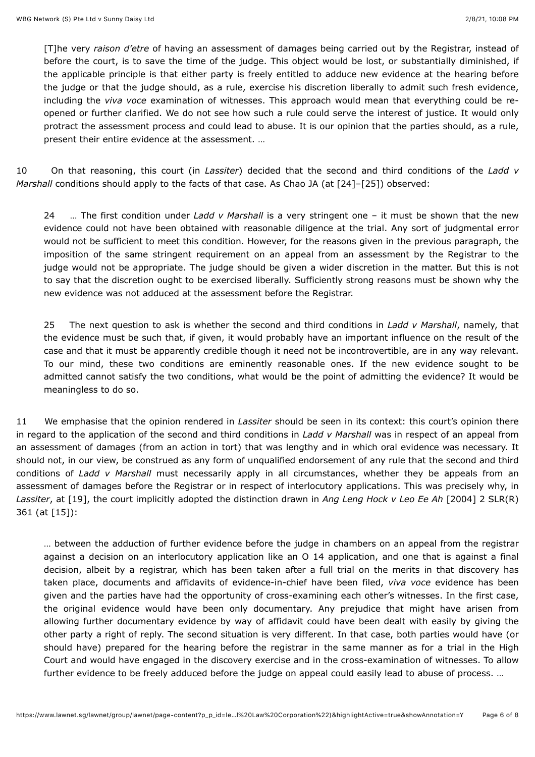> [T]he very *raison d'etre* of having an assessment of damages being carried out by the Registrar, instead of before the court, is to save the time of the judge. This object would be lost, or substantially diminished, if the applicable principle is that either party is freely entitled to adduce new evidence at the hearing before the judge or that the judge should, as a rule, exercise his discretion liberally to admit such fresh evidence, including the *viva voce* examination of witnesses. This approach would mean that everything could be re-opened or further clarified. We do not see how such a rule could serve the interest of justice. It would only protract the assessment process and could lead to abuse. It is our opinion that the parties should, as a rule, present their entire evidence at the assessment. …

10 On that reasoning, this court (in *Lassiter*) decided that the second and third conditions of the *Ladd v Marshall* conditions should apply to the facts of that case. As Chao JA (at [24]–[25]) observed:

> 24 … The first condition under *Ladd v Marshall* is a very stringent one – it must be shown that the new evidence could not have been obtained with reasonable diligence at the trial. Any sort of judgmental error would not be sufficient to meet this condition. However, for the reasons given in the previous paragraph, the imposition of the same stringent requirement on an appeal from an assessment by the Registrar to the judge would not be appropriate. The judge should be given a wider discretion in the matter. But this is not to say that the discretion ought to be exercised liberally. Sufficiently strong reasons must be shown why the new evidence was not adduced at the assessment before the Registrar.
>
> 25 The next question to ask is whether the second and third conditions in *Ladd v Marshall*, namely, that the evidence must be such that, if given, it would probably have an important influence on the result of the case and that it must be apparently credible though it need not be incontrovertible, are in any way relevant. To our mind, these two conditions are eminently reasonable ones. If the new evidence sought to be admitted cannot satisfy the two conditions, what would be the point of admitting the evidence? It would be meaningless to do so.

11 We emphasise that the opinion rendered in *Lassiter* should be seen in its context: this court's opinion there in regard to the application of the second and third conditions in *Ladd v Marshall* was in respect of an appeal from an assessment of damages (from an action in tort) that was lengthy and in which oral evidence was necessary. It should not, in our view, be construed as any form of unqualified endorsement of any rule that the second and third conditions of *Ladd v Marshall* must necessarily apply in all circumstances, whether they be appeals from an assessment of damages before the Registrar or in respect of interlocutory applications. This was precisely why, in *Lassiter*, at [19], the court implicitly adopted the distinction drawn in *Ang Leng Hock v Leo Ee Ah* [2004] 2 SLR(R) 361 (at [15]):

> … between the adduction of further evidence before the judge in chambers on an appeal from the registrar against a decision on an interlocutory application like an O 14 application, and one that is against a final decision, albeit by a registrar, which has been taken after a full trial on the merits in that discovery has taken place, documents and affidavits of evidence-in-chief have been filed, *viva voce* evidence has been given and the parties have had the opportunity of cross-examining each other's witnesses. In the first case, the original evidence would have been only documentary. Any prejudice that might have arisen from allowing further documentary evidence by way of affidavit could have been dealt with easily by giving the other party a right of reply. The second situation is very different. In that case, both parties would have (or should have) prepared for the hearing before the registrar in the same manner as for a trial in the High Court and would have engaged in the discovery exercise and in the cross-examination of witnesses. To allow further evidence to be freely adduced before the judge on appeal could easily lead to abuse of process. …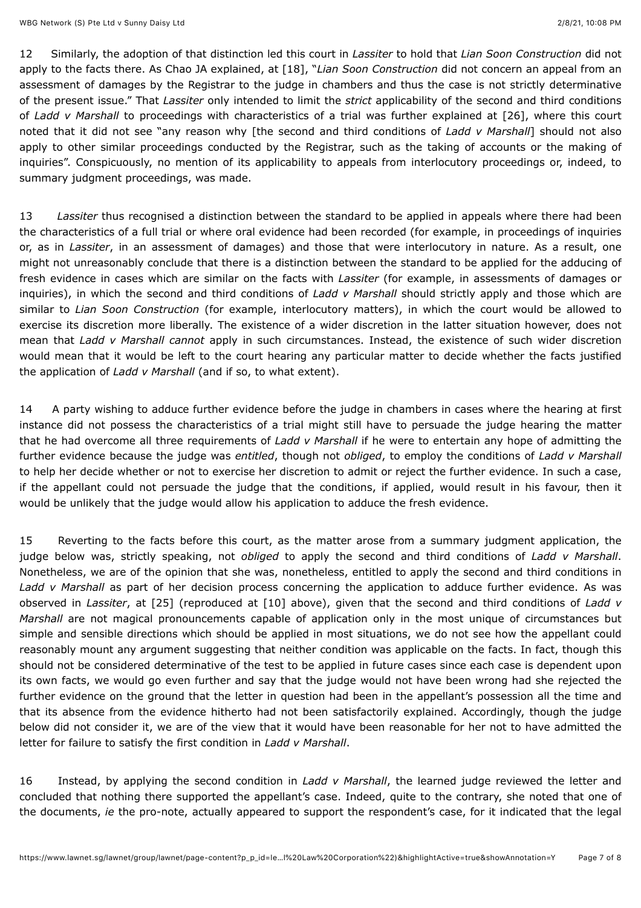12 Similarly, the adoption of that distinction led this court in *Lassiter* to hold that *Lian Soon Construction* did not apply to the facts there. As Chao JA explained, at [18], "*Lian Soon Construction* did not concern an appeal from an assessment of damages by the Registrar to the judge in chambers and thus the case is not strictly determinative of the present issue." That *Lassiter* only intended to limit the *strict* applicability of the second and third conditions of *Ladd v Marshall* to proceedings with characteristics of a trial was further explained at [26], where this court noted that it did not see "any reason why [the second and third conditions of *Ladd v Marshall*] should not also apply to other similar proceedings conducted by the Registrar, such as the taking of accounts or the making of inquiries". Conspicuously, no mention of its applicability to appeals from interlocutory proceedings or, indeed, to summary judgment proceedings, was made.

13 *Lassiter* thus recognised a distinction between the standard to be applied in appeals where there had been the characteristics of a full trial or where oral evidence had been recorded (for example, in proceedings of inquiries or, as in *Lassiter*, in an assessment of damages) and those that were interlocutory in nature. As a result, one might not unreasonably conclude that there is a distinction between the standard to be applied for the adducing of fresh evidence in cases which are similar on the facts with *Lassiter* (for example, in assessments of damages or inquiries), in which the second and third conditions of *Ladd v Marshall* should strictly apply and those which are similar to *Lian Soon Construction* (for example, interlocutory matters), in which the court would be allowed to exercise its discretion more liberally. The existence of a wider discretion in the latter situation however, does not mean that *Ladd v Marshall cannot* apply in such circumstances. Instead, the existence of such wider discretion would mean that it would be left to the court hearing any particular matter to decide whether the facts justified the application of *Ladd v Marshall* (and if so, to what extent).

14 A party wishing to adduce further evidence before the judge in chambers in cases where the hearing at first instance did not possess the characteristics of a trial might still have to persuade the judge hearing the matter that he had overcome all three requirements of *Ladd v Marshall* if he were to entertain any hope of admitting the further evidence because the judge was *entitled*, though not *obliged*, to employ the conditions of *Ladd v Marshall* to help her decide whether or not to exercise her discretion to admit or reject the further evidence. In such a case, if the appellant could not persuade the judge that the conditions, if applied, would result in his favour, then it would be unlikely that the judge would allow his application to adduce the fresh evidence.

15 Reverting to the facts before this court, as the matter arose from a summary judgment application, the judge below was, strictly speaking, not *obliged* to apply the second and third conditions of *Ladd v Marshall*. Nonetheless, we are of the opinion that she was, nonetheless, entitled to apply the second and third conditions in *Ladd v Marshall* as part of her decision process concerning the application to adduce further evidence. As was observed in *Lassiter*, at [25] (reproduced at [10] above), given that the second and third conditions of *Ladd v Marshall* are not magical pronouncements capable of application only in the most unique of circumstances but simple and sensible directions which should be applied in most situations, we do not see how the appellant could reasonably mount any argument suggesting that neither condition was applicable on the facts. In fact, though this should not be considered determinative of the test to be applied in future cases since each case is dependent upon its own facts, we would go even further and say that the judge would not have been wrong had she rejected the further evidence on the ground that the letter in question had been in the appellant's possession all the time and that its absence from the evidence hitherto had not been satisfactorily explained. Accordingly, though the judge below did not consider it, we are of the view that it would have been reasonable for her not to have admitted the letter for failure to satisfy the first condition in *Ladd v Marshall*.

16 Instead, by applying the second condition in *Ladd v Marshall*, the learned judge reviewed the letter and concluded that nothing there supported the appellant's case. Indeed, quite to the contrary, she noted that one of the documents, *ie* the pro-note, actually appeared to support the respondent's case, for it indicated that the legal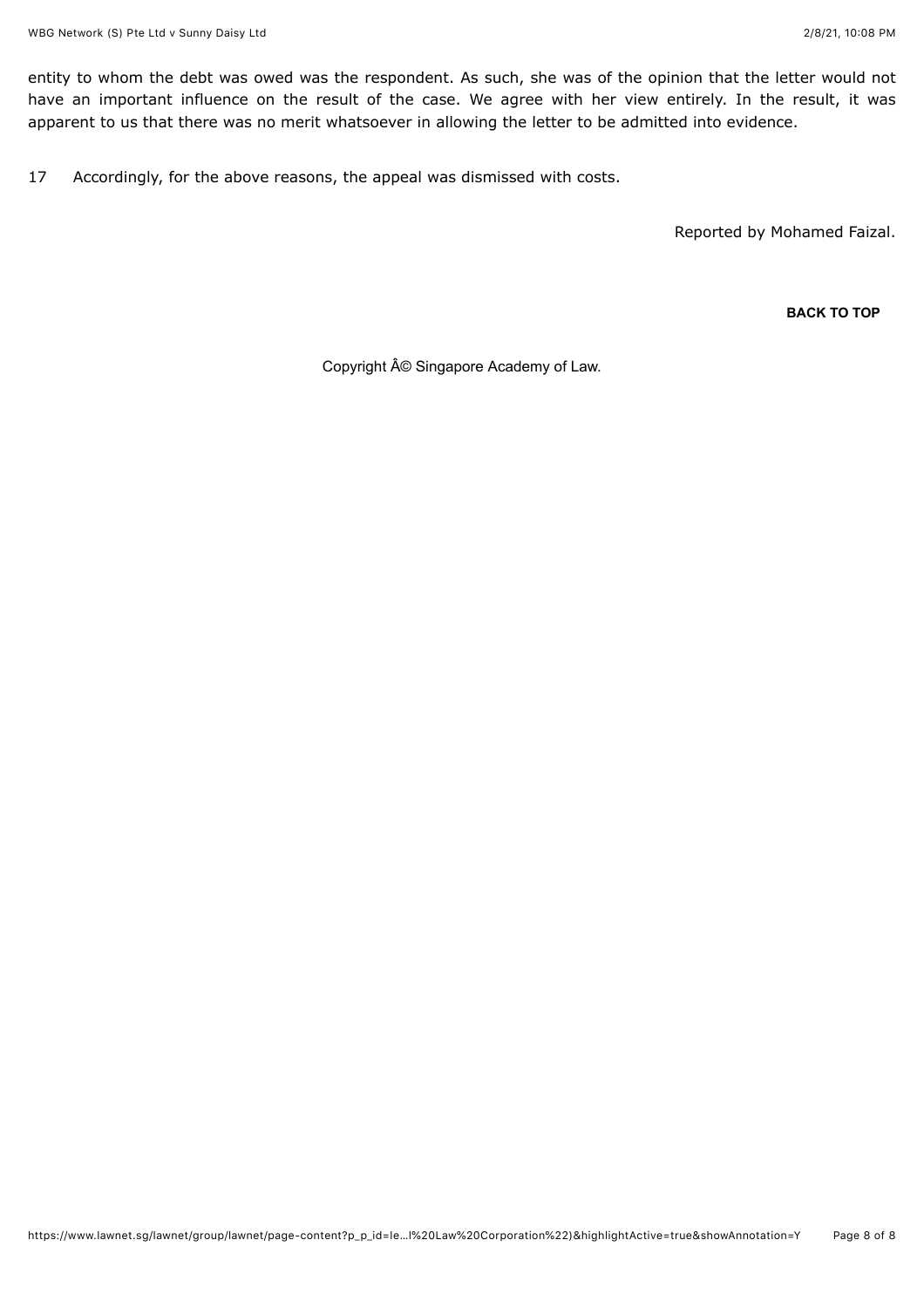entity to whom the debt was owed was the respondent. As such, she was of the opinion that the letter would not have an important influence on the result of the case. We agree with her view entirely. In the result, it was apparent to us that there was no merit whatsoever in allowing the letter to be admitted into evidence.

17 Accordingly, for the above reasons, the appeal was dismissed with costs.

Reported by Mohamed Faizal.

**BACK TO TOP**

Copyright Â© Singapore Academy of Law.